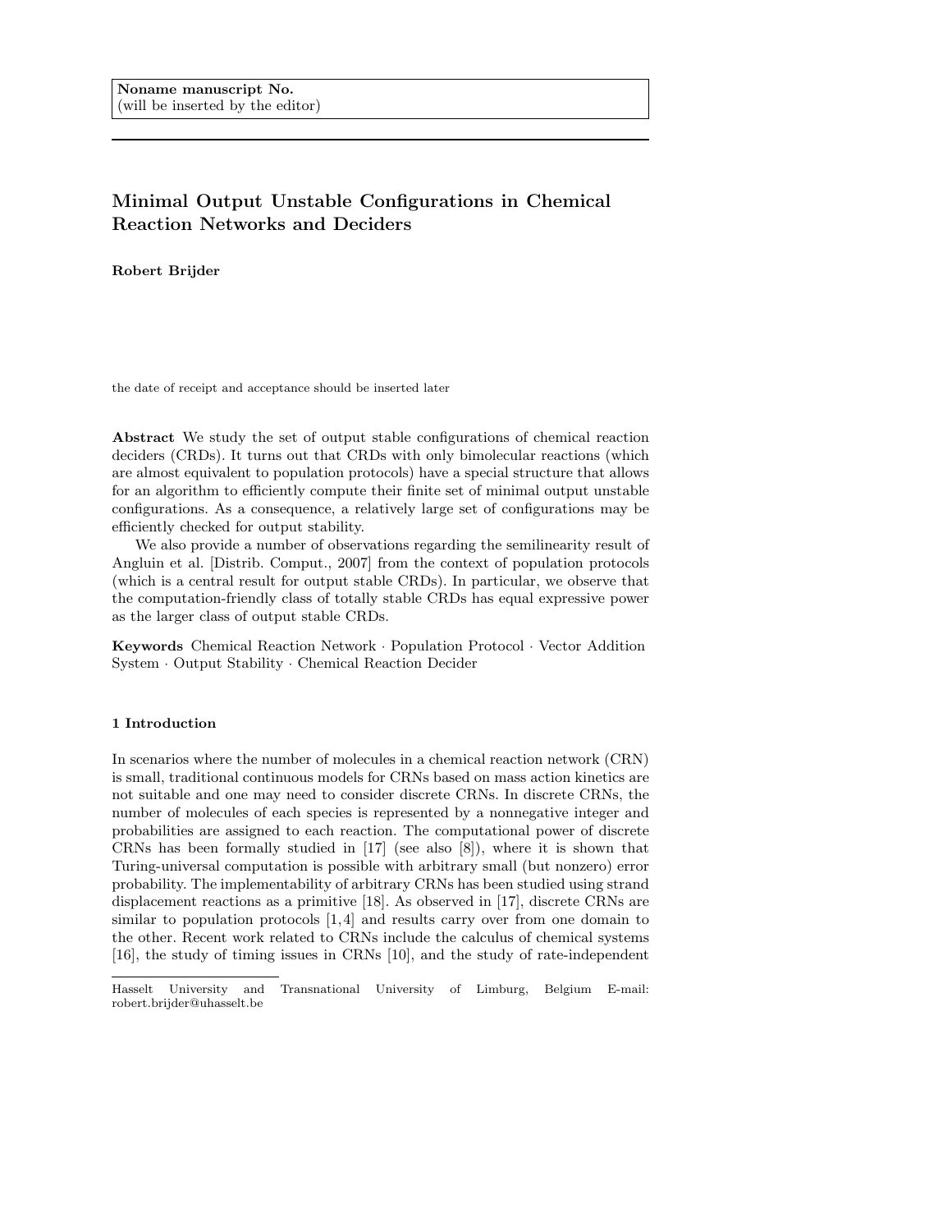Noname manuscript No.
(will be inserted by the editor)

# Minimal Output Unstable Configurations in Chemical Reaction Networks and Deciders

**Robert Brijder**

the date of receipt and acceptance should be inserted later

**Abstract** We study the set of output stable configurations of chemical reaction deciders (CRDs). It turns out that CRDs with only bimolecular reactions (which are almost equivalent to population protocols) have a special structure that allows for an algorithm to efficiently compute their finite set of minimal output unstable configurations. As a consequence, a relatively large set of configurations may be efficiently checked for output stability.

We also provide a number of observations regarding the semilinearity result of Angluin et al. [Distrib. Comput., 2007] from the context of population protocols (which is a central result for output stable CRDs). In particular, we observe that the computation-friendly class of totally stable CRDs has equal expressive power as the larger class of output stable CRDs.

**Keywords** Chemical Reaction Network · Population Protocol · Vector Addition System · Output Stability · Chemical Reaction Decider

## 1 Introduction

In scenarios where the number of molecules in a chemical reaction network (CRN) is small, traditional continuous models for CRNs based on mass action kinetics are not suitable and one may need to consider discrete CRNs. In discrete CRNs, the number of molecules of each species is represented by a nonnegative integer and probabilities are assigned to each reaction. The computational power of discrete CRNs has been formally studied in [17] (see also [8]), where it is shown that Turing-universal computation is possible with arbitrary small (but nonzero) error probability. The implementability of arbitrary CRNs has been studied using strand displacement reactions as a primitive [18]. As observed in [17], discrete CRNs are similar to population protocols [1,4] and results carry over from one domain to the other. Recent work related to CRNs include the calculus of chemical systems [16], the study of timing issues in CRNs [10], and the study of rate-independent

Hasselt University and Transnational University of Limburg, Belgium E-mail: robert.brijder@uhasselt.be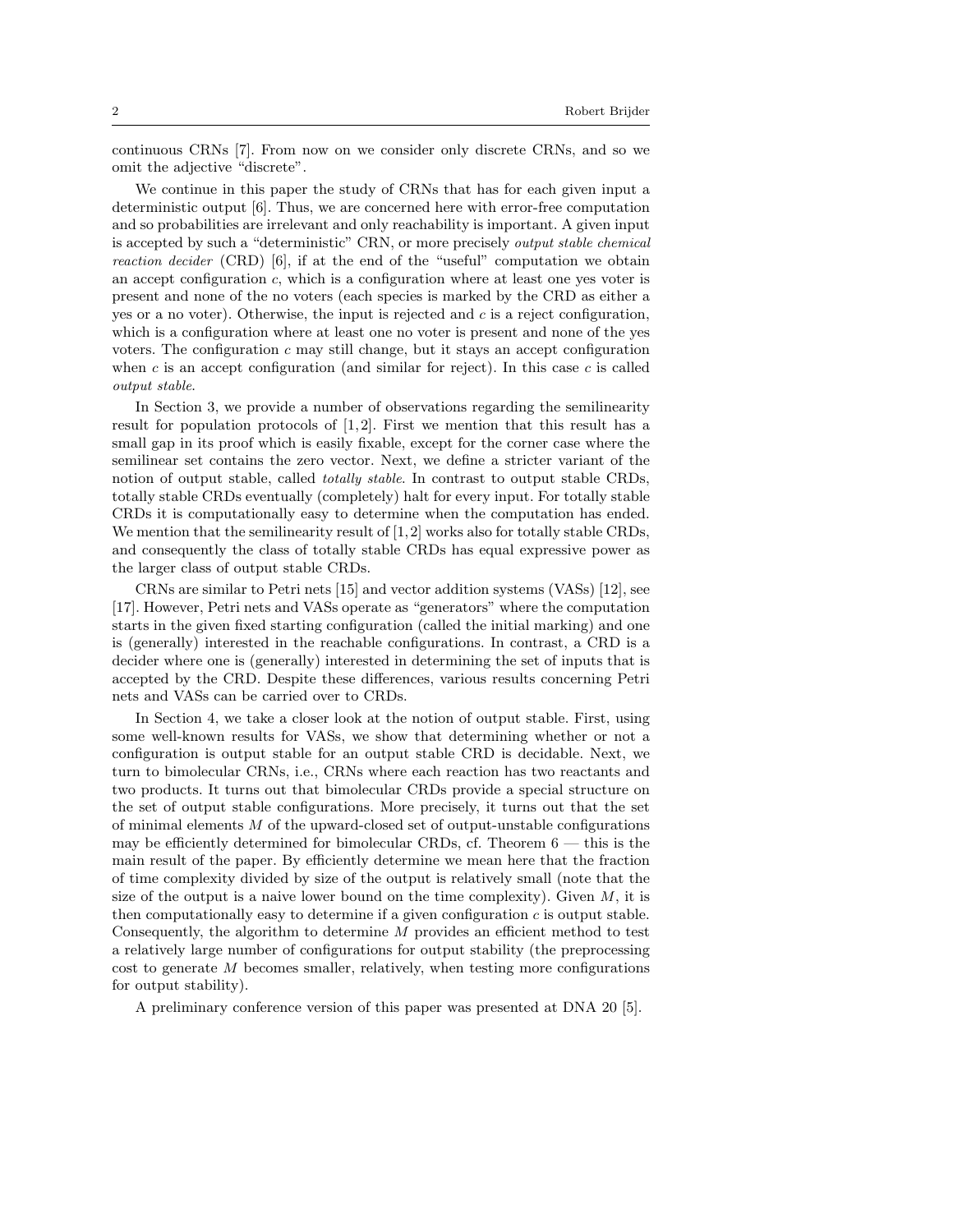continuous CRNs [7]. From now on we consider only discrete CRNs, and so we omit the adjective "discrete".

We continue in this paper the study of CRNs that has for each given input a deterministic output [6]. Thus, we are concerned here with error-free computation and so probabilities are irrelevant and only reachability is important. A given input is accepted by such a "deterministic" CRN, or more precisely *output stable chemical reaction decider* (CRD) [6], if at the end of the "useful" computation we obtain an accept configuration $c$, which is a configuration where at least one yes voter is present and none of the no voters (each species is marked by the CRD as either a yes or a no voter). Otherwise, the input is rejected and $c$ is a reject configuration, which is a configuration where at least one no voter is present and none of the yes voters. The configuration $c$ may still change, but it stays an accept configuration when $c$ is an accept configuration (and similar for reject). In this case $c$ is called *output stable*.

In Section 3, we provide a number of observations regarding the semilinearity result for population protocols of [1,2]. First we mention that this result has a small gap in its proof which is easily fixable, except for the corner case where the semilinear set contains the zero vector. Next, we define a stricter variant of the notion of output stable, called *totally stable*. In contrast to output stable CRDs, totally stable CRDs eventually (completely) halt for every input. For totally stable CRDs it is computationally easy to determine when the computation has ended. We mention that the semilinearity result of [1,2] works also for totally stable CRDs, and consequently the class of totally stable CRDs has equal expressive power as the larger class of output stable CRDs.

CRNs are similar to Petri nets [15] and vector addition systems (VASs) [12], see [17]. However, Petri nets and VASs operate as "generators" where the computation starts in the given fixed starting configuration (called the initial marking) and one is (generally) interested in the reachable configurations. In contrast, a CRD is a decider where one is (generally) interested in determining the set of inputs that is accepted by the CRD. Despite these differences, various results concerning Petri nets and VASs can be carried over to CRDs.

In Section 4, we take a closer look at the notion of output stable. First, using some well-known results for VASs, we show that determining whether or not a configuration is output stable for an output stable CRD is decidable. Next, we turn to bimolecular CRNs, i.e., CRNs where each reaction has two reactants and two products. It turns out that bimolecular CRDs provide a special structure on the set of output stable configurations. More precisely, it turns out that the set of minimal elements $M$ of the upward-closed set of output-unstable configurations may be efficiently determined for bimolecular CRDs, cf. Theorem 6 — this is the main result of the paper. By efficiently determine we mean here that the fraction of time complexity divided by size of the output is relatively small (note that the size of the output is a naive lower bound on the time complexity). Given $M$, it is then computationally easy to determine if a given configuration $c$ is output stable. Consequently, the algorithm to determine $M$ provides an efficient method to test a relatively large number of configurations for output stability (the preprocessing cost to generate $M$ becomes smaller, relatively, when testing more configurations for output stability).

A preliminary conference version of this paper was presented at DNA 20 [5].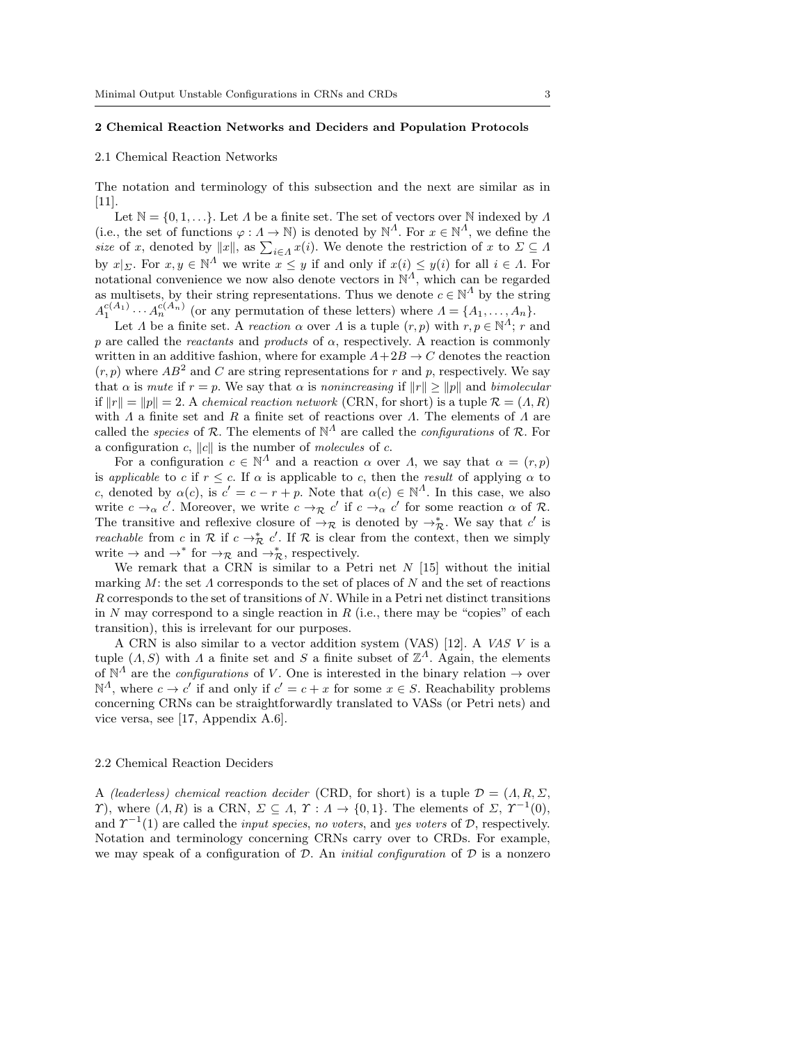## 2 Chemical Reaction Networks and Deciders and Population Protocols

### 2.1 Chemical Reaction Networks

The notation and terminology of this subsection and the next are similar as in [11].

Let $\mathbb{N} = \{0, 1, \ldots\}$. Let $\Lambda$ be a finite set. The set of vectors over $\mathbb{N}$ indexed by $\Lambda$ (i.e., the set of functions $\varphi : \Lambda \to \mathbb{N}$) is denoted by $\mathbb{N}^\Lambda$. For $x \in \mathbb{N}^\Lambda$, we define the *size* of $x$, denoted by $\|x\|$, as $\sum_{i \in \Lambda} x(i)$. We denote the restriction of $x$ to $\Sigma \subseteq \Lambda$ by $x|_\Sigma$. For $x, y \in \mathbb{N}^\Lambda$ we write $x \leq y$ if and only if $x(i) \leq y(i)$ for all $i \in \Lambda$. For notational convenience we now also denote vectors in $\mathbb{N}^\Lambda$, which can be regarded as multisets, by their string representations. Thus we denote $c \in \mathbb{N}^\Lambda$ by the string $A_1^{c(A_1)} \cdots A_n^{c(A_n)}$ (or any permutation of these letters) where $\Lambda = \{A_1, \ldots, A_n\}$.

Let $\Lambda$ be a finite set. A *reaction* $\alpha$ over $\Lambda$ is a tuple $(r, p)$ with $r, p \in \mathbb{N}^\Lambda$; $r$ and $p$ are called the *reactants* and *products* of $\alpha$, respectively. A reaction is commonly written in an additive fashion, where for example $A + 2B \to C$ denotes the reaction $(r, p)$ where $AB^2$ and $C$ are string representations for $r$ and $p$, respectively. We say that $\alpha$ is *mute* if $r = p$. We say that $\alpha$ is *nonincreasing* if $\|r\| \geq \|p\|$ and *bimolecular* if $\|r\| = \|p\| = 2$. A *chemical reaction network* (CRN, for short) is a tuple $\mathcal{R} = (\Lambda, R)$ with $\Lambda$ a finite set and $R$ a finite set of reactions over $\Lambda$. The elements of $\Lambda$ are called the *species* of $\mathcal{R}$. The elements of $\mathbb{N}^\Lambda$ are called the *configurations* of $\mathcal{R}$. For a configuration $c$, $\|c\|$ is the number of *molecules* of $c$.

For a configuration $c \in \mathbb{N}^\Lambda$ and a reaction $\alpha$ over $\Lambda$, we say that $\alpha = (r, p)$ is *applicable* to $c$ if $r \leq c$. If $\alpha$ is applicable to $c$, then the *result* of applying $\alpha$ to $c$, denoted by $\alpha(c)$, is $c' = c - r + p$. Note that $\alpha(c) \in \mathbb{N}^\Lambda$. In this case, we also write $c \to_\alpha c'$. Moreover, we write $c \to_\mathcal{R} c'$ if $c \to_\alpha c'$ for some reaction $\alpha$ of $\mathcal{R}$. The transitive and reflexive closure of $\to_\mathcal{R}$ is denoted by $\to^*_\mathcal{R}$. We say that $c'$ is *reachable* from $c$ in $\mathcal{R}$ if $c \to^*_\mathcal{R} c'$. If $\mathcal{R}$ is clear from the context, then we simply write $\to$ and $\to^*$ for $\to_\mathcal{R}$ and $\to^*_\mathcal{R}$, respectively.

We remark that a CRN is similar to a Petri net $N$ [15] without the initial marking $M$: the set $\Lambda$ corresponds to the set of places of $N$ and the set of reactions $R$ corresponds to the set of transitions of $N$. While in a Petri net distinct transitions in $N$ may correspond to a single reaction in $R$ (i.e., there may be "copies" of each transition), this is irrelevant for our purposes.

A CRN is also similar to a vector addition system (VAS) [12]. A *VAS* $V$ is a tuple $(\Lambda, S)$ with $\Lambda$ a finite set and $S$ a finite subset of $\mathbb{Z}^\Lambda$. Again, the elements of $\mathbb{N}^\Lambda$ are the *configurations* of $V$. One is interested in the binary relation $\to$ over $\mathbb{N}^\Lambda$, where $c \to c'$ if and only if $c' = c + x$ for some $x \in S$. Reachability problems concerning CRNs can be straightforwardly translated to VASs (or Petri nets) and vice versa, see [17, Appendix A.6].

### 2.2 Chemical Reaction Deciders

A *(leaderless) chemical reaction decider* (CRD, for short) is a tuple $\mathcal{D} = (\Lambda, R, \Sigma, \Upsilon)$, where $(\Lambda, R)$ is a CRN, $\Sigma \subseteq \Lambda$, $\Upsilon : \Lambda \to \{0, 1\}$. The elements of $\Sigma$, $\Upsilon^{-1}(0)$, and $\Upsilon^{-1}(1)$ are called the *input species*, *no voters*, and *yes voters* of $\mathcal{D}$, respectively. Notation and terminology concerning CRNs carry over to CRDs. For example, we may speak of a configuration of $\mathcal{D}$. An *initial configuration* of $\mathcal{D}$ is a nonzero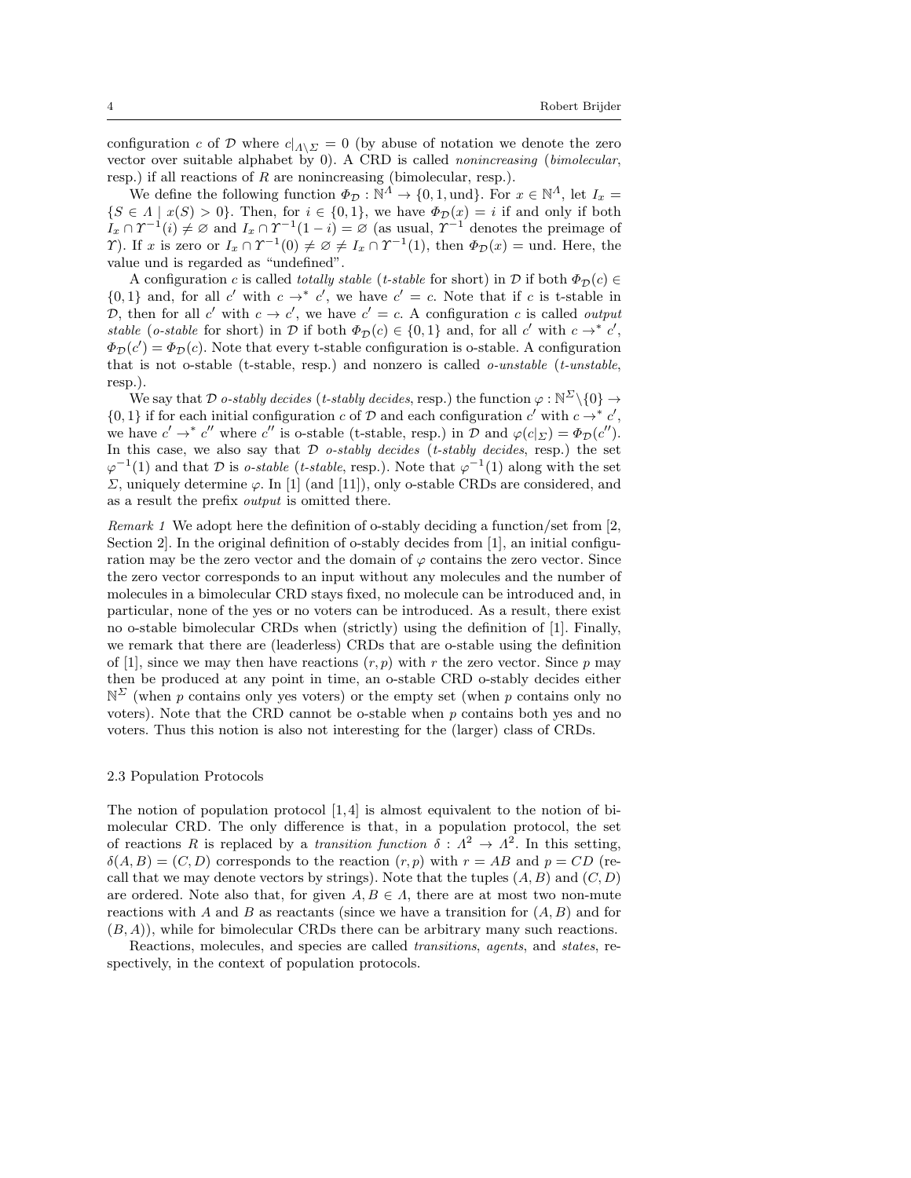configuration $c$ of $\mathcal{D}$ where $c|_{\Lambda \setminus \Sigma} = 0$ (by abuse of notation we denote the zero vector over suitable alphabet by 0). A CRD is called *nonincreasing* (*bimolecular*, resp.) if all reactions of $R$ are nonincreasing (bimolecular, resp.).

We define the following function $\Phi_{\mathcal{D}} : \mathbb{N}^{\Lambda} \to \{0, 1, \mathrm{und}\}$. For $x \in \mathbb{N}^{\Lambda}$, let $I_x = \{S \in \Lambda \mid x(S) > 0\}$. Then, for $i \in \{0, 1\}$, we have $\Phi_{\mathcal{D}}(x) = i$ if and only if both $I_x \cap \Upsilon^{-1}(i) \neq \varnothing$ and $I_x \cap \Upsilon^{-1}(1-i) = \varnothing$ (as usual, $\Upsilon^{-1}$ denotes the preimage of $\Upsilon$). If $x$ is zero or $I_x \cap \Upsilon^{-1}(0) \neq \varnothing \neq I_x \cap \Upsilon^{-1}(1)$, then $\Phi_{\mathcal{D}}(x) = \mathrm{und}$. Here, the value und is regarded as "undefined".

A configuration $c$ is called *totally stable* (*t-stable* for short) in $\mathcal{D}$ if both $\Phi_{\mathcal{D}}(c) \in \{0, 1\}$ and, for all $c'$ with $c \to^* c'$, we have $c' = c$. Note that if $c$ is t-stable in $\mathcal{D}$, then for all $c'$ with $c \to c'$, we have $c' = c$. A configuration $c$ is called *output stable* (*o-stable* for short) in $\mathcal{D}$ if both $\Phi_{\mathcal{D}}(c) \in \{0, 1\}$ and, for all $c'$ with $c \to^* c'$, $\Phi_{\mathcal{D}}(c') = \Phi_{\mathcal{D}}(c)$. Note that every t-stable configuration is o-stable. A configuration that is not o-stable (t-stable, resp.) and nonzero is called *o-unstable* (*t-unstable*, resp.).

We say that $\mathcal{D}$ *o-stably decides* (*t-stably decides*, resp.) the function $\varphi : \mathbb{N}^{\Sigma} \setminus \{0\} \to \{0, 1\}$ if for each initial configuration $c$ of $\mathcal{D}$ and each configuration $c'$ with $c \to^* c'$, we have $c' \to^* c''$ where $c''$ is o-stable (t-stable, resp.) in $\mathcal{D}$ and $\varphi(c|_{\Sigma}) = \Phi_{\mathcal{D}}(c'')$. In this case, we also say that $\mathcal{D}$ *o-stably decides* (*t-stably decides*, resp.) the set $\varphi^{-1}(1)$ and that $\mathcal{D}$ is *o-stable* (*t-stable*, resp.). Note that $\varphi^{-1}(1)$ along with the set $\Sigma$, uniquely determine $\varphi$. In [1] (and [11]), only o-stable CRDs are considered, and as a result the prefix *output* is omitted there.

*Remark 1* We adopt here the definition of o-stably deciding a function/set from [2, Section 2]. In the original definition of o-stably decides from [1], an initial configuration may be the zero vector and the domain of $\varphi$ contains the zero vector. Since the zero vector corresponds to an input without any molecules and the number of molecules in a bimolecular CRD stays fixed, no molecule can be introduced and, in particular, none of the yes or no voters can be introduced. As a result, there exist no o-stable bimolecular CRDs when (strictly) using the definition of [1]. Finally, we remark that there are (leaderless) CRDs that are o-stable using the definition of [1], since we may then have reactions $(r, p)$ with $r$ the zero vector. Since $p$ may then be produced at any point in time, an o-stable CRD o-stably decides either $\mathbb{N}^{\Sigma}$ (when $p$ contains only yes voters) or the empty set (when $p$ contains only no voters). Note that the CRD cannot be o-stable when $p$ contains both yes and no voters. Thus this notion is also not interesting for the (larger) class of CRDs.

### 2.3 Population Protocols

The notion of population protocol [1, 4] is almost equivalent to the notion of bimolecular CRD. The only difference is that, in a population protocol, the set of reactions $R$ is replaced by a *transition function* $\delta : \Lambda^2 \to \Lambda^2$. In this setting, $\delta(A, B) = (C, D)$ corresponds to the reaction $(r, p)$ with $r = AB$ and $p = CD$ (recall that we may denote vectors by strings). Note that the tuples $(A, B)$ and $(C, D)$ are ordered. Note also that, for given $A, B \in \Lambda$, there are at most two non-mute reactions with $A$ and $B$ as reactants (since we have a transition for $(A, B)$ and for $(B, A)$), while for bimolecular CRDs there can be arbitrary many such reactions.

Reactions, molecules, and species are called *transitions*, *agents*, and *states*, respectively, in the context of population protocols.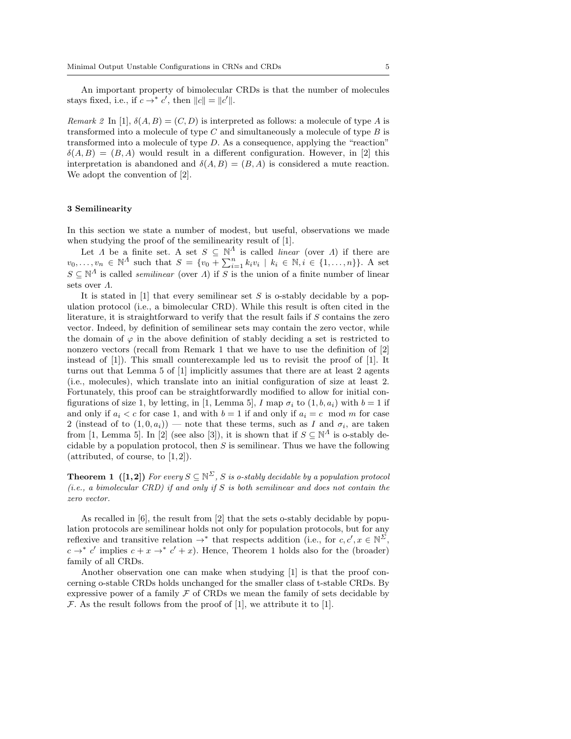An important property of bimolecular CRDs is that the number of molecules stays fixed, i.e., if $c \to^* c'$, then $\|c\| = \|c'\|$.

*Remark 2* In [1], $\delta(A, B) = (C, D)$ is interpreted as follows: a molecule of type $A$ is transformed into a molecule of type $C$ and simultaneously a molecule of type $B$ is transformed into a molecule of type $D$. As a consequence, applying the "reaction" $\delta(A, B) = (B, A)$ would result in a different configuration. However, in [2] this interpretation is abandoned and $\delta(A, B) = (B, A)$ is considered a mute reaction. We adopt the convention of [2].

## 3 Semilinearity

In this section we state a number of modest, but useful, observations we made when studying the proof of the semilinearity result of [1].

Let $\Lambda$ be a finite set. A set $S \subseteq \mathbb{N}^\Lambda$ is called *linear* (over $\Lambda$) if there are $v_0, \ldots, v_n \in \mathbb{N}^\Lambda$ such that $S = \{v_0 + \sum_{i=1}^{n} k_i v_i \mid k_i \in \mathbb{N}, i \in \{1, \ldots, n\}\}$. A set $S \subseteq \mathbb{N}^\Lambda$ is called *semilinear* (over $\Lambda$) if $S$ is the union of a finite number of linear sets over $\Lambda$.

It is stated in [1] that every semilinear set $S$ is o-stably decidable by a population protocol (i.e., a bimolecular CRD). While this result is often cited in the literature, it is straightforward to verify that the result fails if $S$ contains the zero vector. Indeed, by definition of semilinear sets may contain the zero vector, while the domain of $\varphi$ in the above definition of stably deciding a set is restricted to nonzero vectors (recall from Remark 1 that we have to use the definition of [2] instead of [1]). This small counterexample led us to revisit the proof of [1]. It turns out that Lemma 5 of [1] implicitly assumes that there are at least 2 agents (i.e., molecules), which translate into an initial configuration of size at least 2. Fortunately, this proof can be straightforwardly modified to allow for initial configurations of size 1, by letting, in [1, Lemma 5], $I$ map $\sigma_i$ to $(1, b, a_i)$ with $b = 1$ if and only if $a_i < c$ for case 1, and with $b = 1$ if and only if $a_i = c \mod m$ for case 2 (instead of to $(1, 0, a_i)$) — note that these terms, such as $I$ and $\sigma_i$, are taken from [1, Lemma 5]. In [2] (see also [3]), it is shown that if $S \subseteq \mathbb{N}^\Lambda$ is o-stably decidable by a population protocol, then $S$ is semilinear. Thus we have the following (attributed, of course, to [1,2]).

**Theorem 1 ([1,2])** *For every $S \subseteq \mathbb{N}^\Sigma$, $S$ is o-stably decidable by a population protocol (i.e., a bimolecular CRD) if and only if $S$ is both semilinear and does not contain the zero vector.*

As recalled in [6], the result from [2] that the sets o-stably decidable by population protocols are semilinear holds not only for population protocols, but for any reflexive and transitive relation $\to^*$ that respects addition (i.e., for $c, c', x \in \mathbb{N}^\Sigma$, $c \to^* c'$ implies $c + x \to^* c' + x$). Hence, Theorem 1 holds also for the (broader) family of all CRDs.

Another observation one can make when studying [1] is that the proof concerning o-stable CRDs holds unchanged for the smaller class of t-stable CRDs. By expressive power of a family $\mathcal{F}$ of CRDs we mean the family of sets decidable by $\mathcal{F}$. As the result follows from the proof of [1], we attribute it to [1].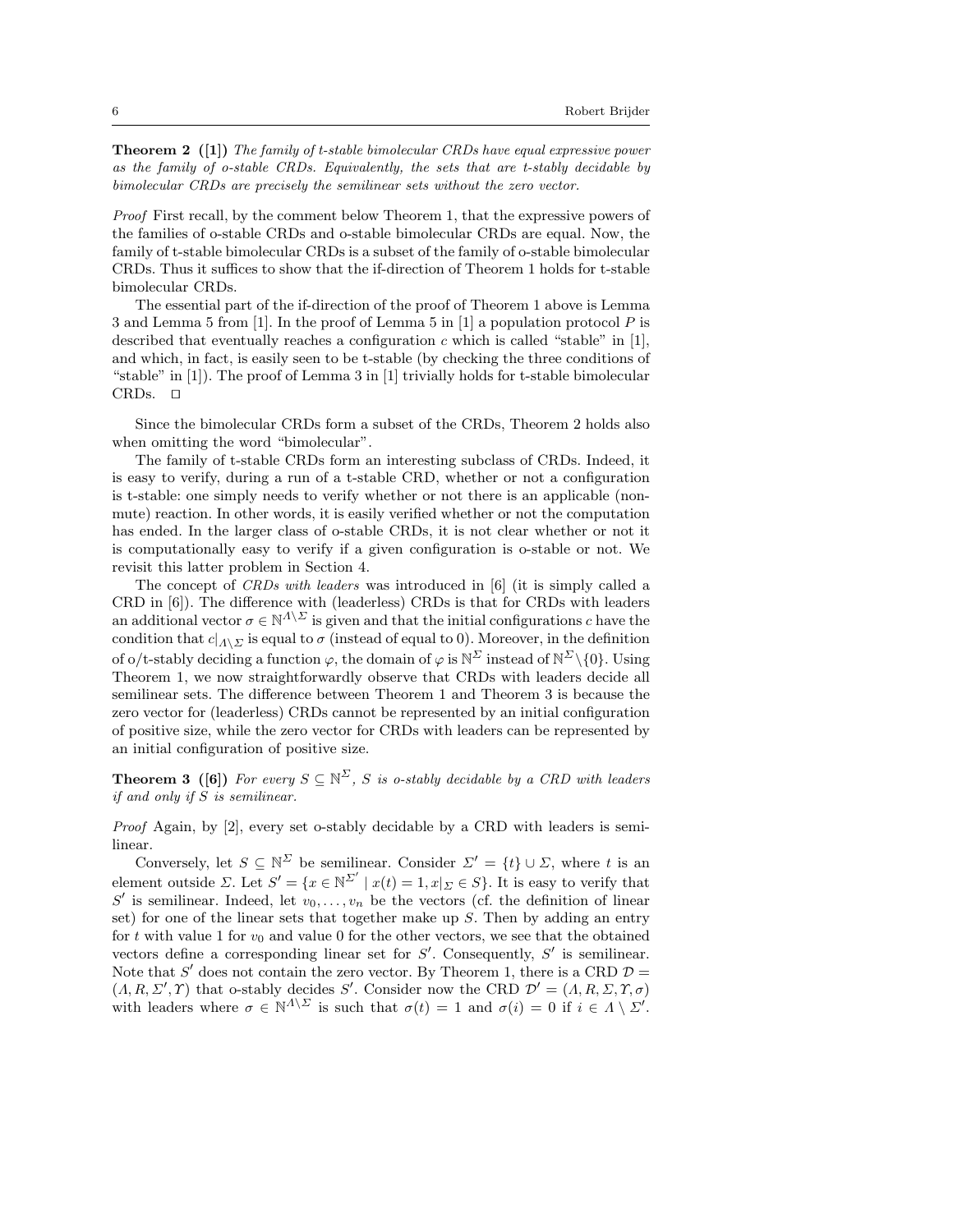**Theorem 2 ([1])** *The family of t-stable bimolecular CRDs have equal expressive power as the family of o-stable CRDs. Equivalently, the sets that are t-stably decidable by bimolecular CRDs are precisely the semilinear sets without the zero vector.*

*Proof* First recall, by the comment below Theorem 1, that the expressive powers of the families of o-stable CRDs and o-stable bimolecular CRDs are equal. Now, the family of t-stable bimolecular CRDs is a subset of the family of o-stable bimolecular CRDs. Thus it suffices to show that the if-direction of Theorem 1 holds for t-stable bimolecular CRDs.

The essential part of the if-direction of the proof of Theorem 1 above is Lemma 3 and Lemma 5 from [1]. In the proof of Lemma 5 in [1] a population protocol $P$ is described that eventually reaches a configuration $c$ which is called "stable" in [1], and which, in fact, is easily seen to be t-stable (by checking the three conditions of "stable" in [1]). The proof of Lemma 3 in [1] trivially holds for t-stable bimolecular CRDs. □

Since the bimolecular CRDs form a subset of the CRDs, Theorem 2 holds also when omitting the word "bimolecular".

The family of t-stable CRDs form an interesting subclass of CRDs. Indeed, it is easy to verify, during a run of a t-stable CRD, whether or not a configuration is t-stable: one simply needs to verify whether or not there is an applicable (non-mute) reaction. In other words, it is easily verified whether or not the computation has ended. In the larger class of o-stable CRDs, it is not clear whether or not it is computationally easy to verify if a given configuration is o-stable or not. We revisit this latter problem in Section 4.

The concept of *CRDs with leaders* was introduced in [6] (it is simply called a CRD in [6]). The difference with (leaderless) CRDs is that for CRDs with leaders an additional vector $\sigma \in \mathbb{N}^{\Lambda \setminus \Sigma}$ is given and that the initial configurations $c$ have the condition that $c|_{\Lambda \setminus \Sigma}$ is equal to $\sigma$ (instead of equal to 0). Moreover, in the definition of o/t-stably deciding a function $\varphi$, the domain of $\varphi$ is $\mathbb{N}^{\Sigma}$ instead of $\mathbb{N}^{\Sigma} \setminus \{0\}$. Using Theorem 1, we now straightforwardly observe that CRDs with leaders decide all semilinear sets. The difference between Theorem 1 and Theorem 3 is because the zero vector for (leaderless) CRDs cannot be represented by an initial configuration of positive size, while the zero vector for CRDs with leaders can be represented by an initial configuration of positive size.

**Theorem 3 ([6])** *For every $S \subseteq \mathbb{N}^{\Sigma}$, $S$ is o-stably decidable by a CRD with leaders if and only if $S$ is semilinear.*

*Proof* Again, by [2], every set o-stably decidable by a CRD with leaders is semilinear.

Conversely, let $S \subseteq \mathbb{N}^{\Sigma}$ be semilinear. Consider $\Sigma' = \{t\} \cup \Sigma$, where $t$ is an element outside $\Sigma$. Let $S' = \{x \in \mathbb{N}^{\Sigma'} \mid x(t) = 1, x|_{\Sigma} \in S\}$. It is easy to verify that $S'$ is semilinear. Indeed, let $v_0, \ldots, v_n$ be the vectors (cf. the definition of linear set) for one of the linear sets that together make up $S$. Then by adding an entry for $t$ with value 1 for $v_0$ and value 0 for the other vectors, we see that the obtained vectors define a corresponding linear set for $S'$. Consequently, $S'$ is semilinear. Note that $S'$ does not contain the zero vector. By Theorem 1, there is a CRD $\mathcal{D} = (\Lambda, R, \Sigma', \Upsilon)$ that o-stably decides $S'$. Consider now the CRD $\mathcal{D}' = (\Lambda, R, \Sigma, \Upsilon, \sigma)$ with leaders where $\sigma \in \mathbb{N}^{\Lambda \setminus \Sigma}$ is such that $\sigma(t) = 1$ and $\sigma(i) = 0$ if $i \in \Lambda \setminus \Sigma'$.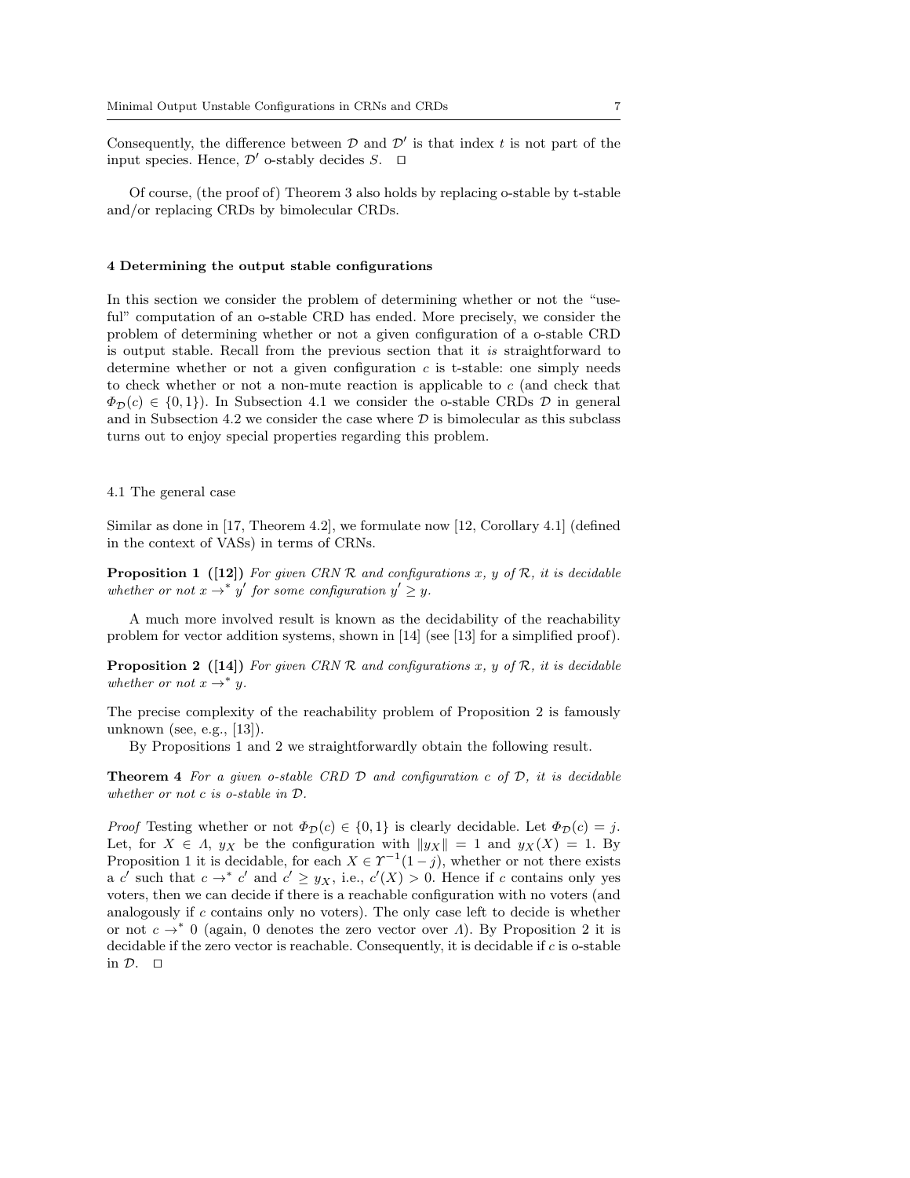Consequently, the difference between $\mathcal{D}$ and $\mathcal{D}'$ is that index $t$ is not part of the input species. Hence, $\mathcal{D}'$ o-stably decides $S$. $\square$

Of course, (the proof of) Theorem 3 also holds by replacing o-stable by t-stable and/or replacing CRDs by bimolecular CRDs.

## 4 Determining the output stable configurations

In this section we consider the problem of determining whether or not the "useful" computation of an o-stable CRD has ended. More precisely, we consider the problem of determining whether or not a given configuration of a o-stable CRD is output stable. Recall from the previous section that it *is* straightforward to determine whether or not a given configuration $c$ is t-stable: one simply needs to check whether or not a non-mute reaction is applicable to $c$ (and check that $\Phi_{\mathcal{D}}(c) \in \{0, 1\}$). In Subsection 4.1 we consider the o-stable CRDs $\mathcal{D}$ in general and in Subsection 4.2 we consider the case where $\mathcal{D}$ is bimolecular as this subclass turns out to enjoy special properties regarding this problem.

### 4.1 The general case

Similar as done in [17, Theorem 4.2], we formulate now [12, Corollary 4.1] (defined in the context of VASs) in terms of CRNs.

**Proposition 1 ([12])** *For given CRN $\mathcal{R}$ and configurations $x$, $y$ of $\mathcal{R}$, it is decidable whether or not $x \to^* y'$ for some configuration $y' \geq y$.*

A much more involved result is known as the decidability of the reachability problem for vector addition systems, shown in [14] (see [13] for a simplified proof).

**Proposition 2 ([14])** *For given CRN $\mathcal{R}$ and configurations $x$, $y$ of $\mathcal{R}$, it is decidable whether or not $x \to^* y$.*

The precise complexity of the reachability problem of Proposition 2 is famously unknown (see, e.g., [13]).

By Propositions 1 and 2 we straightforwardly obtain the following result.

**Theorem 4** *For a given o-stable CRD $\mathcal{D}$ and configuration $c$ of $\mathcal{D}$, it is decidable whether or not $c$ is o-stable in $\mathcal{D}$.*

*Proof* Testing whether or not $\Phi_{\mathcal{D}}(c) \in \{0, 1\}$ is clearly decidable. Let $\Phi_{\mathcal{D}}(c) = j$. Let, for $X \in \Lambda$, $y_X$ be the configuration with $\|y_X\| = 1$ and $y_X(X) = 1$. By Proposition 1 it is decidable, for each $X \in \Upsilon^{-1}(1-j)$, whether or not there exists a $c'$ such that $c \to^* c'$ and $c' \geq y_X$, i.e., $c'(X) > 0$. Hence if $c$ contains only yes voters, then we can decide if there is a reachable configuration with no voters (and analogously if $c$ contains only no voters). The only case left to decide is whether or not $c \to^* 0$ (again, 0 denotes the zero vector over $\Lambda$). By Proposition 2 it is decidable if the zero vector is reachable. Consequently, it is decidable if $c$ is o-stable in $\mathcal{D}$. $\square$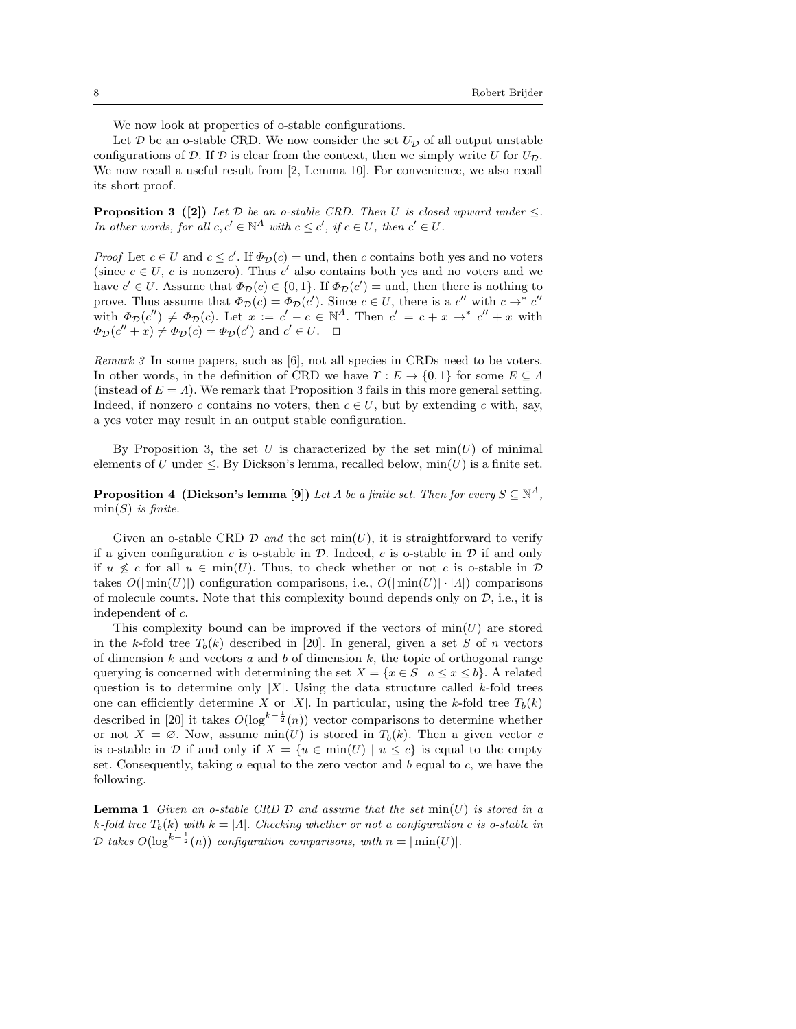We now look at properties of o-stable configurations.

Let $\mathcal{D}$ be an o-stable CRD. We now consider the set $U_{\mathcal{D}}$ of all output unstable configurations of $\mathcal{D}$. If $\mathcal{D}$ is clear from the context, then we simply write $U$ for $U_{\mathcal{D}}$. We now recall a useful result from [2, Lemma 10]. For convenience, we also recall its short proof.

**Proposition 3 ([2])** *Let $\mathcal{D}$ be an o-stable CRD. Then $U$ is closed upward under $\leq$. In other words, for all $c, c' \in \mathbb{N}^{\Lambda}$ with $c \leq c'$, if $c \in U$, then $c' \in U$.*

*Proof* Let $c \in U$ and $c \leq c'$. If $\Phi_{\mathcal{D}}(c) = \text{und}$, then $c$ contains both yes and no voters (since $c \in U$, $c$ is nonzero). Thus $c'$ also contains both yes and no voters and we have $c' \in U$. Assume that $\Phi_{\mathcal{D}}(c) \in \{0, 1\}$. If $\Phi_{\mathcal{D}}(c') = \text{und}$, then there is nothing to prove. Thus assume that $\Phi_{\mathcal{D}}(c) = \Phi_{\mathcal{D}}(c')$. Since $c \in U$, there is a $c''$ with $c \rightarrow^* c''$ with $\Phi_{\mathcal{D}}(c'') \neq \Phi_{\mathcal{D}}(c)$. Let $x := c' - c \in \mathbb{N}^{\Lambda}$. Then $c' = c + x \rightarrow^* c'' + x$ with $\Phi_{\mathcal{D}}(c'' + x) \neq \Phi_{\mathcal{D}}(c) = \Phi_{\mathcal{D}}(c')$ and $c' \in U$. □

*Remark 3* In some papers, such as [6], not all species in CRDs need to be voters. In other words, in the definition of CRD we have $\Upsilon : E \rightarrow \{0, 1\}$ for some $E \subseteq \Lambda$ (instead of $E = \Lambda$). We remark that Proposition 3 fails in this more general setting. Indeed, if nonzero $c$ contains no voters, then $c \in U$, but by extending $c$ with, say, a yes voter may result in an output stable configuration.

By Proposition 3, the set $U$ is characterized by the set $\min(U)$ of minimal elements of $U$ under $\leq$. By Dickson's lemma, recalled below, $\min(U)$ is a finite set.

**Proposition 4 (Dickson's lemma [9])** *Let $\Lambda$ be a finite set. Then for every $S \subseteq \mathbb{N}^{\Lambda}$, $\min(S)$ is finite.*

Given an o-stable CRD $\mathcal{D}$ *and* the set $\min(U)$, it is straightforward to verify if a given configuration $c$ is o-stable in $\mathcal{D}$. Indeed, $c$ is o-stable in $\mathcal{D}$ if and only if $u \not\leq c$ for all $u \in \min(U)$. Thus, to check whether or not $c$ is o-stable in $\mathcal{D}$ takes $O(|\min(U)|)$ configuration comparisons, i.e., $O(|\min(U)| \cdot |\Lambda|)$ comparisons of molecule counts. Note that this complexity bound depends only on $\mathcal{D}$, i.e., it is independent of $c$.

This complexity bound can be improved if the vectors of $\min(U)$ are stored in the $k$-fold tree $T_b(k)$ described in [20]. In general, given a set $S$ of $n$ vectors of dimension $k$ and vectors $a$ and $b$ of dimension $k$, the topic of orthogonal range querying is concerned with determining the set $X = \{x \in S \mid a \leq x \leq b\}$. A related question is to determine only $|X|$. Using the data structure called $k$-fold trees one can efficiently determine $X$ or $|X|$. In particular, using the $k$-fold tree $T_b(k)$ described in [20] it takes $O(\log^{k-\frac{1}{2}}(n))$ vector comparisons to determine whether or not $X = \varnothing$. Now, assume $\min(U)$ is stored in $T_b(k)$. Then a given vector $c$ is o-stable in $\mathcal{D}$ if and only if $X = \{u \in \min(U) \mid u \leq c\}$ is equal to the empty set. Consequently, taking $a$ equal to the zero vector and $b$ equal to $c$, we have the following.

**Lemma 1** *Given an o-stable CRD $\mathcal{D}$ and assume that the set $\min(U)$ is stored in a $k$-fold tree $T_b(k)$ with $k = |\Lambda|$. Checking whether or not a configuration $c$ is o-stable in $\mathcal{D}$ takes $O(\log^{k-\frac{1}{2}}(n))$ configuration comparisons, with $n = |\min(U)|$.*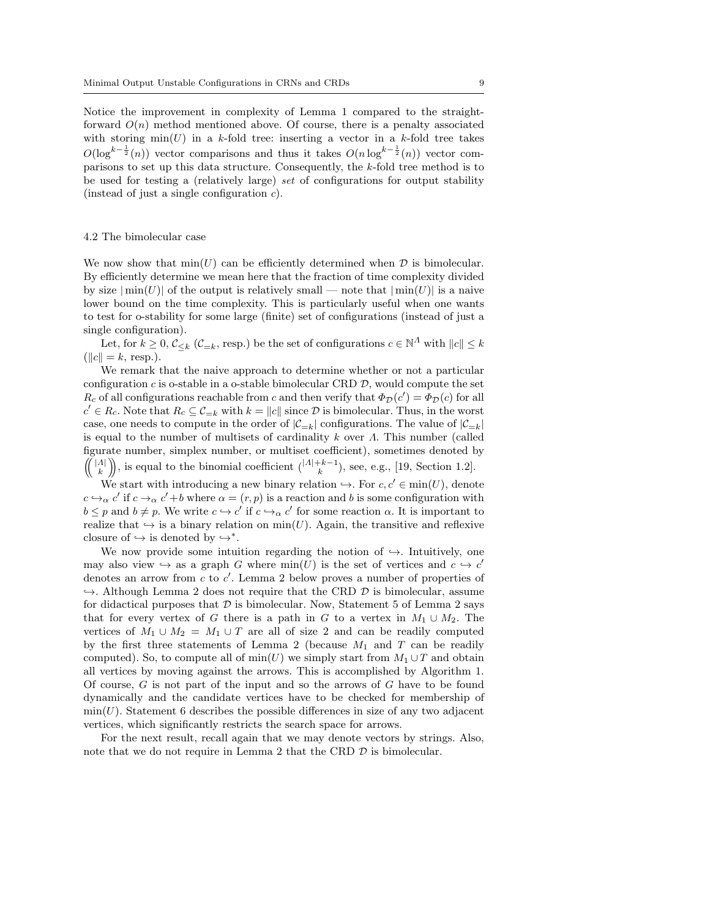Notice the improvement in complexity of Lemma 1 compared to the straightforward $O(n)$ method mentioned above. Of course, there is a penalty associated with storing $\min(U)$ in a $k$-fold tree: inserting a vector in a $k$-fold tree takes $O(\log^{k-\frac{1}{2}}(n))$ vector comparisons and thus it takes $O(n \log^{k-\frac{1}{2}}(n))$ vector comparisons to set up this data structure. Consequently, the $k$-fold tree method is to be used for testing a (relatively large) *set* of configurations for output stability (instead of just a single configuration $c$).

### 4.2 The bimolecular case

We now show that $\min(U)$ can be efficiently determined when $\mathcal{D}$ is bimolecular. By efficiently determine we mean here that the fraction of time complexity divided by size $|\min(U)|$ of the output is relatively small — note that $|\min(U)|$ is a naive lower bound on the time complexity. This is particularly useful when one wants to test for o-stability for some large (finite) set of configurations (instead of just a single configuration).

Let, for $k \geq 0$, $\mathcal{C}_{\leq k}$ ($\mathcal{C}_{=k}$, resp.) be the set of configurations $c \in \mathbb{N}^{\Lambda}$ with $\|c\| \leq k$ ($\|c\| = k$, resp.).

We remark that the naive approach to determine whether or not a particular configuration $c$ is o-stable in a o-stable bimolecular CRD $\mathcal{D}$, would compute the set $R_c$ of all configurations reachable from $c$ and then verify that $\Phi_{\mathcal{D}}(c') = \Phi_{\mathcal{D}}(c)$ for all $c' \in R_c$. Note that $R_c \subseteq \mathcal{C}_{=k}$ with $k = \|c\|$ since $\mathcal{D}$ is bimolecular. Thus, in the worst case, one needs to compute in the order of $|\mathcal{C}_{=k}|$ configurations. The value of $|\mathcal{C}_{=k}|$ is equal to the number of multisets of cardinality $k$ over $\Lambda$. This number (called figurate number, simplex number, or multiset coefficient), sometimes denoted by $\left(\!\binom{|\Lambda|}{k}\!\right)$, is equal to the binomial coefficient $\binom{|\Lambda|+k-1}{k}$, see, e.g., [19, Section 1.2].

We start with introducing a new binary relation $\hookrightarrow$. For $c, c' \in \min(U)$, denote $c \hookrightarrow_{\alpha} c'$ if $c \rightarrow_{\alpha} c' + b$ where $\alpha = (r, p)$ is a reaction and $b$ is some configuration with $b \leq p$ and $b \neq p$. We write $c \hookrightarrow c'$ if $c \hookrightarrow_{\alpha} c'$ for some reaction $\alpha$. It is important to realize that $\hookrightarrow$ is a binary relation on $\min(U)$. Again, the transitive and reflexive closure of $\hookrightarrow$ is denoted by $\hookrightarrow^*$.

We now provide some intuition regarding the notion of $\hookrightarrow$. Intuitively, one may also view $\hookrightarrow$ as a graph $G$ where $\min(U)$ is the set of vertices and $c \hookrightarrow c'$ denotes an arrow from $c$ to $c'$. Lemma 2 below proves a number of properties of $\hookrightarrow$. Although Lemma 2 does not require that the CRD $\mathcal{D}$ is bimolecular, assume for didactical purposes that $\mathcal{D}$ is bimolecular. Now, Statement 5 of Lemma 2 says that for every vertex of $G$ there is a path in $G$ to a vertex in $M_1 \cup M_2$. The vertices of $M_1 \cup M_2 = M_1 \cup T$ are all of size 2 and can be readily computed by the first three statements of Lemma 2 (because $M_1$ and $T$ can be readily computed). So, to compute all of $\min(U)$ we simply start from $M_1 \cup T$ and obtain all vertices by moving against the arrows. This is accomplished by Algorithm 1. Of course, $G$ is not part of the input and so the arrows of $G$ have to be found dynamically and the candidate vertices have to be checked for membership of $\min(U)$. Statement 6 describes the possible differences in size of any two adjacent vertices, which significantly restricts the search space for arrows.

For the next result, recall again that we may denote vectors by strings. Also, note that we do not require in Lemma 2 that the CRD $\mathcal{D}$ is bimolecular.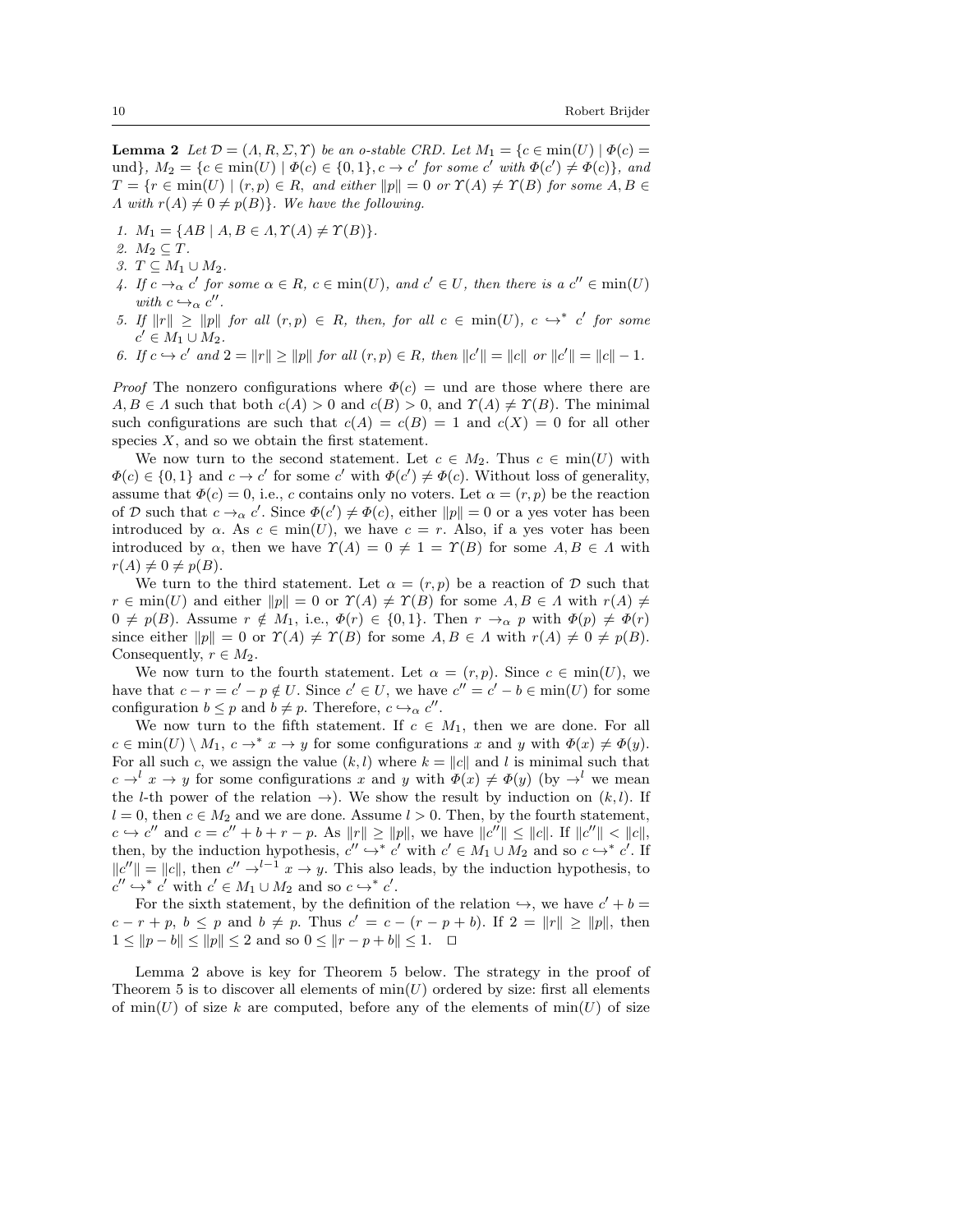**Lemma 2** *Let $\mathcal{D} = (\Lambda, R, \Sigma, \Upsilon)$ be an o-stable CRD. Let $M_1 = \{c \in \min(U) \mid \Phi(c) = \text{und}\}$, $M_2 = \{c \in \min(U) \mid \Phi(c) \in \{0,1\}, c \to c' \text{ for some } c' \text{ with } \Phi(c') \neq \Phi(c)\}$, and $T = \{r \in \min(U) \mid (r,p) \in R, \text{ and either } \|p\| = 0 \text{ or } \Upsilon(A) \neq \Upsilon(B) \text{ for some } A, B \in \Lambda \text{ with } r(A) \neq 0 \neq p(B)\}$. We have the following.*

1. *$M_1 = \{AB \mid A, B \in \Lambda, \Upsilon(A) \neq \Upsilon(B)\}$.*
2. *$M_2 \subseteq T$.*
3. *$T \subseteq M_1 \cup M_2$.*
4. *If $c \to_\alpha c'$ for some $\alpha \in R$, $c \in \min(U)$, and $c' \in U$, then there is a $c'' \in \min(U)$ with $c \hookrightarrow_\alpha c''$.*
5. *If $\|r\| \geq \|p\|$ for all $(r,p) \in R$, then, for all $c \in \min(U)$, $c \hookrightarrow^* c'$ for some $c' \in M_1 \cup M_2$.*
6. *If $c \hookrightarrow c'$ and $2 = \|r\| \geq \|p\|$ for all $(r,p) \in R$, then $\|c'\| = \|c\|$ or $\|c'\| = \|c\| - 1$.*

*Proof* The nonzero configurations where $\Phi(c) = \text{und}$ are those where there are $A, B \in \Lambda$ such that both $c(A) > 0$ and $c(B) > 0$, and $\Upsilon(A) \neq \Upsilon(B)$. The minimal such configurations are such that $c(A) = c(B) = 1$ and $c(X) = 0$ for all other species $X$, and so we obtain the first statement.

We now turn to the second statement. Let $c \in M_2$. Thus $c \in \min(U)$ with $\Phi(c) \in \{0,1\}$ and $c \to c'$ for some $c'$ with $\Phi(c') \neq \Phi(c)$. Without loss of generality, assume that $\Phi(c) = 0$, i.e., $c$ contains only no voters. Let $\alpha = (r,p)$ be the reaction of $\mathcal{D}$ such that $c \to_\alpha c'$. Since $\Phi(c') \neq \Phi(c)$, either $\|p\| = 0$ or a yes voter has been introduced by $\alpha$. As $c \in \min(U)$, we have $c = r$. Also, if a yes voter has been introduced by $\alpha$, then we have $\Upsilon(A) = 0 \neq 1 = \Upsilon(B)$ for some $A, B \in \Lambda$ with $r(A) \neq 0 \neq p(B)$.

We turn to the third statement. Let $\alpha = (r,p)$ be a reaction of $\mathcal{D}$ such that $r \in \min(U)$ and either $\|p\| = 0$ or $\Upsilon(A) \neq \Upsilon(B)$ for some $A, B \in \Lambda$ with $r(A) \neq 0 \neq p(B)$. Assume $r \notin M_1$, i.e., $\Phi(r) \in \{0,1\}$. Then $r \to_\alpha p$ with $\Phi(p) \neq \Phi(r)$ since either $\|p\| = 0$ or $\Upsilon(A) \neq \Upsilon(B)$ for some $A, B \in \Lambda$ with $r(A) \neq 0 \neq p(B)$. Consequently, $r \in M_2$.

We now turn to the fourth statement. Let $\alpha = (r,p)$. Since $c \in \min(U)$, we have that $c - r = c' - p \notin U$. Since $c' \in U$, we have $c'' = c' - b \in \min(U)$ for some configuration $b \leq p$ and $b \neq p$. Therefore, $c \hookrightarrow_\alpha c''$.

We now turn to the fifth statement. If $c \in M_1$, then we are done. For all $c \in \min(U) \setminus M_1$, $c \to^* x \to y$ for some configurations $x$ and $y$ with $\Phi(x) \neq \Phi(y)$. For all such $c$, we assign the value $(k,l)$ where $k = \|c\|$ and $l$ is minimal such that $c \to^l x \to y$ for some configurations $x$ and $y$ with $\Phi(x) \neq \Phi(y)$ (by $\to^l$ we mean the $l$-th power of the relation $\to$). We show the result by induction on $(k,l)$. If $l = 0$, then $c \in M_2$ and we are done. Assume $l > 0$. Then, by the fourth statement, $c \hookrightarrow c''$ and $c = c'' + b + r - p$. As $\|r\| \geq \|p\|$, we have $\|c''\| \leq \|c\|$. If $\|c''\| < \|c\|$, then, by the induction hypothesis, $c'' \hookrightarrow^* c'$ with $c' \in M_1 \cup M_2$ and so $c \hookrightarrow^* c'$. If $\|c''\| = \|c\|$, then $c'' \to^{l-1} x \to y$. This also leads, by the induction hypothesis, to $c'' \hookrightarrow^* c'$ with $c' \in M_1 \cup M_2$ and so $c \hookrightarrow^* c'$.

For the sixth statement, by the definition of the relation $\hookrightarrow$, we have $c' + b = c - r + p$, $b \leq p$ and $b \neq p$. Thus $c' = c - (r - p + b)$. If $2 = \|r\| \geq \|p\|$, then $1 \leq \|p - b\| \leq \|p\| \leq 2$ and so $0 \leq \|r - p + b\| \leq 1$. $\square$

Lemma 2 above is key for Theorem 5 below. The strategy in the proof of Theorem 5 is to discover all elements of $\min(U)$ ordered by size: first all elements of $\min(U)$ of size $k$ are computed, before any of the elements of $\min(U)$ of size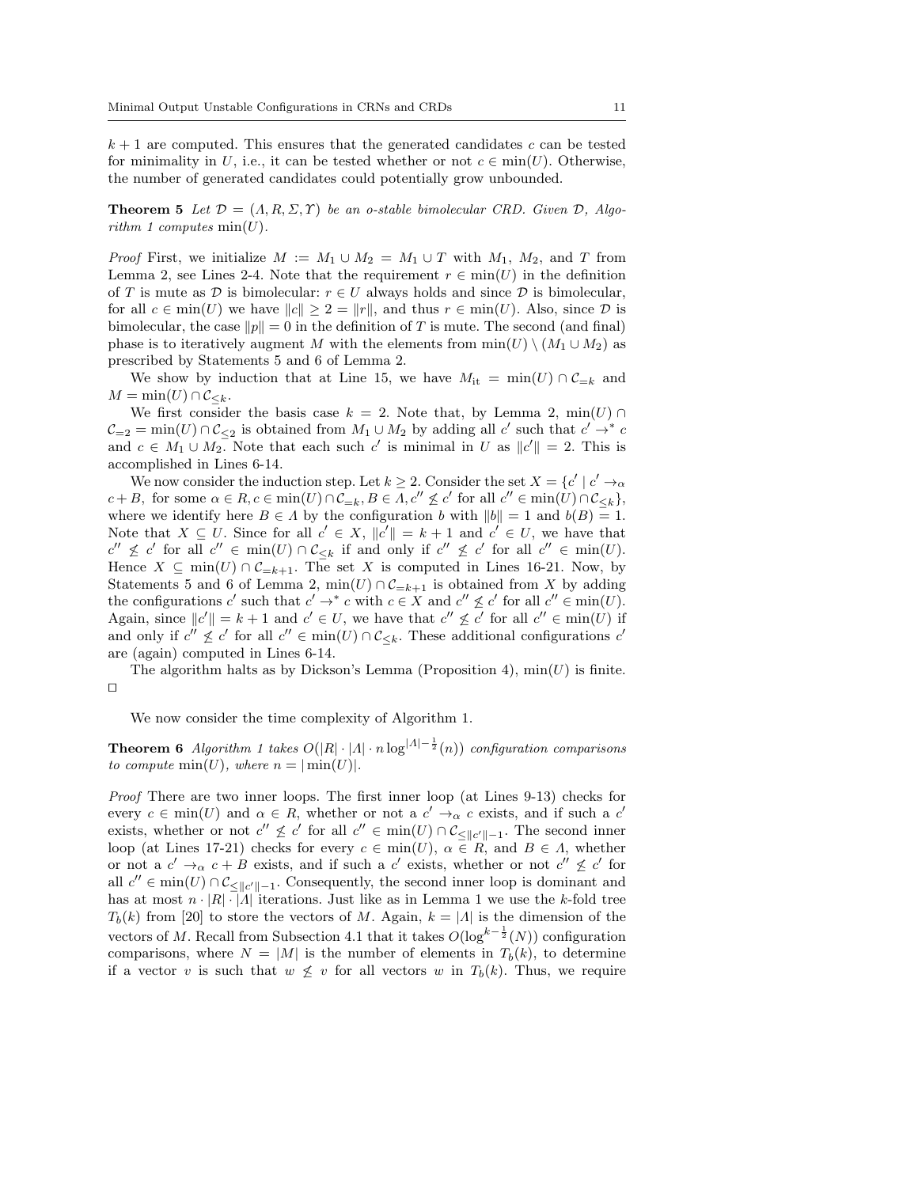$k+1$ are computed. This ensures that the generated candidates $c$ can be tested for minimality in $U$, i.e., it can be tested whether or not $c \in \min(U)$. Otherwise, the number of generated candidates could potentially grow unbounded.

**Theorem 5** *Let $\mathcal{D} = (\Lambda, R, \Sigma, \Upsilon)$ be an o-stable bimolecular CRD. Given $\mathcal{D}$, Algorithm 1 computes $\min(U)$.*

*Proof* First, we initialize $M := M_1 \cup M_2 = M_1 \cup T$ with $M_1$, $M_2$, and $T$ from Lemma 2, see Lines 2-4. Note that the requirement $r \in \min(U)$ in the definition of $T$ is mute as $\mathcal{D}$ is bimolecular: $r \in U$ always holds and since $\mathcal{D}$ is bimolecular, for all $c \in \min(U)$ we have $\|c\| \geq 2 = \|r\|$, and thus $r \in \min(U)$. Also, since $\mathcal{D}$ is bimolecular, the case $\|p\| = 0$ in the definition of $T$ is mute. The second (and final) phase is to iteratively augment $M$ with the elements from $\min(U) \setminus (M_1 \cup M_2)$ as prescribed by Statements 5 and 6 of Lemma 2.

We show by induction that at Line 15, we have $M_{\text{it}} = \min(U) \cap \mathcal{C}_{=k}$ and $M = \min(U) \cap \mathcal{C}_{\leq k}$.

We first consider the basis case $k = 2$. Note that, by Lemma 2, $\min(U) \cap \mathcal{C}_{=2} = \min(U) \cap \mathcal{C}_{\leq 2}$ is obtained from $M_1 \cup M_2$ by adding all $c'$ such that $c' \to^* c$ and $c \in M_1 \cup M_2$. Note that each such $c'$ is minimal in $U$ as $\|c'\| = 2$. This is accomplished in Lines 6-14.

We now consider the induction step. Let $k \geq 2$. Consider the set $X = \{c' \mid c' \to_\alpha c + B,\text{ for some } \alpha \in R, c \in \min(U) \cap \mathcal{C}_{=k}, B \in \Lambda, c'' \not\leq c' \text{ for all } c'' \in \min(U) \cap \mathcal{C}_{\leq k}\}$, where we identify here $B \in \Lambda$ by the configuration $b$ with $\|b\| = 1$ and $b(B) = 1$. Note that $X \subseteq U$. Since for all $c' \in X$, $\|c'\| = k+1$ and $c' \in U$, we have that $c'' \not\leq c'$ for all $c'' \in \min(U) \cap \mathcal{C}_{\leq k}$ if and only if $c'' \not\leq c'$ for all $c'' \in \min(U)$. Hence $X \subseteq \min(U) \cap \mathcal{C}_{=k+1}$. The set $X$ is computed in Lines 16-21. Now, by Statements 5 and 6 of Lemma 2, $\min(U) \cap \mathcal{C}_{=k+1}$ is obtained from $X$ by adding the configurations $c'$ such that $c' \to^* c$ with $c \in X$ and $c'' \not\leq c'$ for all $c'' \in \min(U)$. Again, since $\|c'\| = k+1$ and $c' \in U$, we have that $c'' \not\leq c'$ for all $c'' \in \min(U)$ if and only if $c'' \not\leq c'$ for all $c'' \in \min(U) \cap \mathcal{C}_{\leq k}$. These additional configurations $c'$ are (again) computed in Lines 6-14.

The algorithm halts as by Dickson's Lemma (Proposition 4), $\min(U)$ is finite. $\square$

We now consider the time complexity of Algorithm 1.

**Theorem 6** *Algorithm 1 takes $O(|R| \cdot |\Lambda| \cdot n \log^{|\Lambda| - \frac{1}{2}}(n))$ configuration comparisons to compute $\min(U)$, where $n = |\min(U)|$.*

*Proof* There are two inner loops. The first inner loop (at Lines 9-13) checks for every $c \in \min(U)$ and $\alpha \in R$, whether or not a $c' \to_\alpha c$ exists, and if such a $c'$ exists, whether or not $c'' \not\leq c'$ for all $c'' \in \min(U) \cap \mathcal{C}_{\leq \|c'\|-1}$. The second inner loop (at Lines 17-21) checks for every $c \in \min(U)$, $\alpha \in R$, and $B \in \Lambda$, whether or not a $c' \to_\alpha c + B$ exists, and if such a $c'$ exists, whether or not $c'' \not\leq c'$ for all $c'' \in \min(U) \cap \mathcal{C}_{\leq \|c'\|-1}$. Consequently, the second inner loop is dominant and has at most $n \cdot |R| \cdot |\Lambda|$ iterations. Just like as in Lemma 1 we use the $k$-fold tree $T_b(k)$ from [20] to store the vectors of $M$. Again, $k = |\Lambda|$ is the dimension of the vectors of $M$. Recall from Subsection 4.1 that it takes $O(\log^{k-\frac{1}{2}}(N))$ configuration comparisons, where $N = |M|$ is the number of elements in $T_b(k)$, to determine if a vector $v$ is such that $w \not\leq v$ for all vectors $w$ in $T_b(k)$. Thus, we require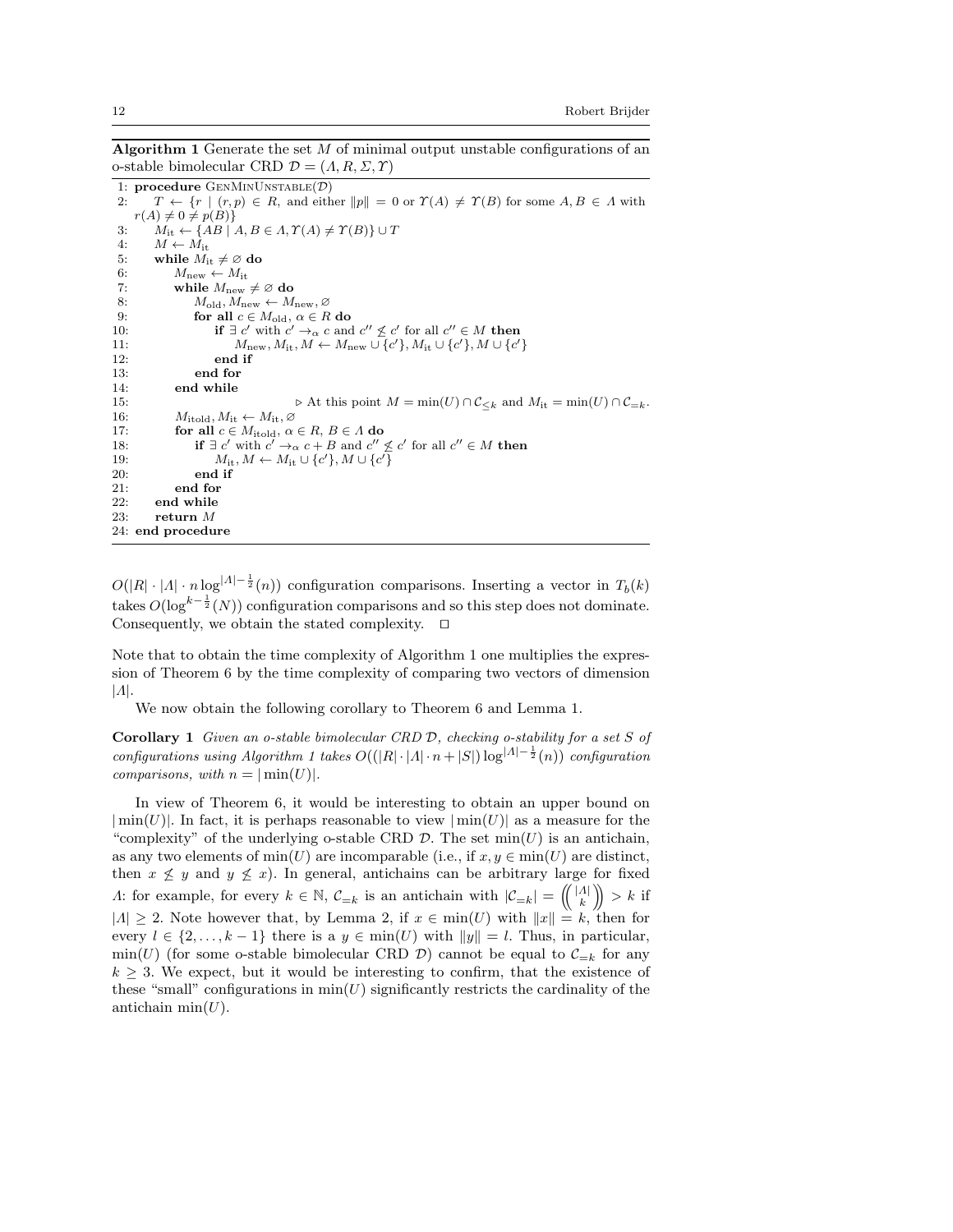**Algorithm 1** Generate the set $M$ of minimal output unstable configurations of an o-stable bimolecular CRD $\mathcal{D} = (\Lambda, R, \Sigma, \Upsilon)$

```
 1: procedure GenMinUnstable(D)
 2:     T ← {r | (r,p) ∈ R, and either ‖p‖ = 0 or Υ(A) ≠ Υ(B) for some A, B ∈ Λ with
        r(A) ≠ 0 ≠ p(B)}
 3:     M_it ← {AB | A, B ∈ Λ, Υ(A) ≠ Υ(B)} ∪ T
 4:     M ← M_it
 5:     while M_it ≠ ∅ do
 6:         M_new ← M_it
 7:         while M_new ≠ ∅ do
 8:             M_old, M_new ← M_new, ∅
 9:             for all c ∈ M_old, α ∈ R do
10:                 if ∃ c' with c' →_α c and c'' ≰ c' for all c'' ∈ M then
11:                     M_new, M_it, M ← M_new ∪ {c'}, M_it ∪ {c'}, M ∪ {c'}
12:                 end if
13:             end for
14:         end while
15:                         ▷ At this point M = min(U) ∩ C_{≤k} and M_it = min(U) ∩ C_{=k}.
16:         M_itold, M_it ← M_it, ∅
17:         for all c ∈ M_itold, α ∈ R, B ∈ Λ do
18:             if ∃ c' with c' →_α c + B and c'' ≰ c' for all c'' ∈ M then
19:                 M_it, M ← M_it ∪ {c'}, M ∪ {c'}
20:             end if
21:         end for
22:     end while
23:     return M
24: end procedure
```

$O(|R| \cdot |\Lambda| \cdot n \log^{|\Lambda|-\frac{1}{2}}(n))$ configuration comparisons. Inserting a vector in $T_b(k)$ takes $O(\log^{k-\frac{1}{2}}(N))$ configuration comparisons and so this step does not dominate. Consequently, we obtain the stated complexity. $\square$

Note that to obtain the time complexity of Algorithm 1 one multiplies the expression of Theorem 6 by the time complexity of comparing two vectors of dimension $|\Lambda|$.

We now obtain the following corollary to Theorem 6 and Lemma 1.

**Corollary 1** *Given an o-stable bimolecular CRD $\mathcal{D}$, checking o-stability for a set $S$ of configurations using Algorithm 1 takes $O((|R| \cdot |\Lambda| \cdot n + |S|) \log^{|\Lambda|-\frac{1}{2}}(n))$ configuration comparisons, with $n = |\min(U)|$.*

In view of Theorem 6, it would be interesting to obtain an upper bound on $|\min(U)|$. In fact, it is perhaps reasonable to view $|\min(U)|$ as a measure for the "complexity" of the underlying o-stable CRD $\mathcal{D}$. The set $\min(U)$ is an antichain, as any two elements of $\min(U)$ are incomparable (i.e., if $x, y \in \min(U)$ are distinct, then $x \not\leq y$ and $y \not\leq x$). In general, antichains can be arbitrary large for fixed $\Lambda$: for example, for every $k \in \mathbb{N}$, $\mathcal{C}_{=k}$ is an antichain with $|\mathcal{C}_{=k}| = \left(\!\binom{|\Lambda|}{k}\!\right) > k$ if $|\Lambda| \geq 2$. Note however that, by Lemma 2, if $x \in \min(U)$ with $\|x\| = k$, then for every $l \in \{2, \ldots, k-1\}$ there is a $y \in \min(U)$ with $\|y\| = l$. Thus, in particular, $\min(U)$ (for some o-stable bimolecular CRD $\mathcal{D}$) cannot be equal to $\mathcal{C}_{=k}$ for any $k \geq 3$. We expect, but it would be interesting to confirm, that the existence of these "small" configurations in $\min(U)$ significantly restricts the cardinality of the antichain $\min(U)$.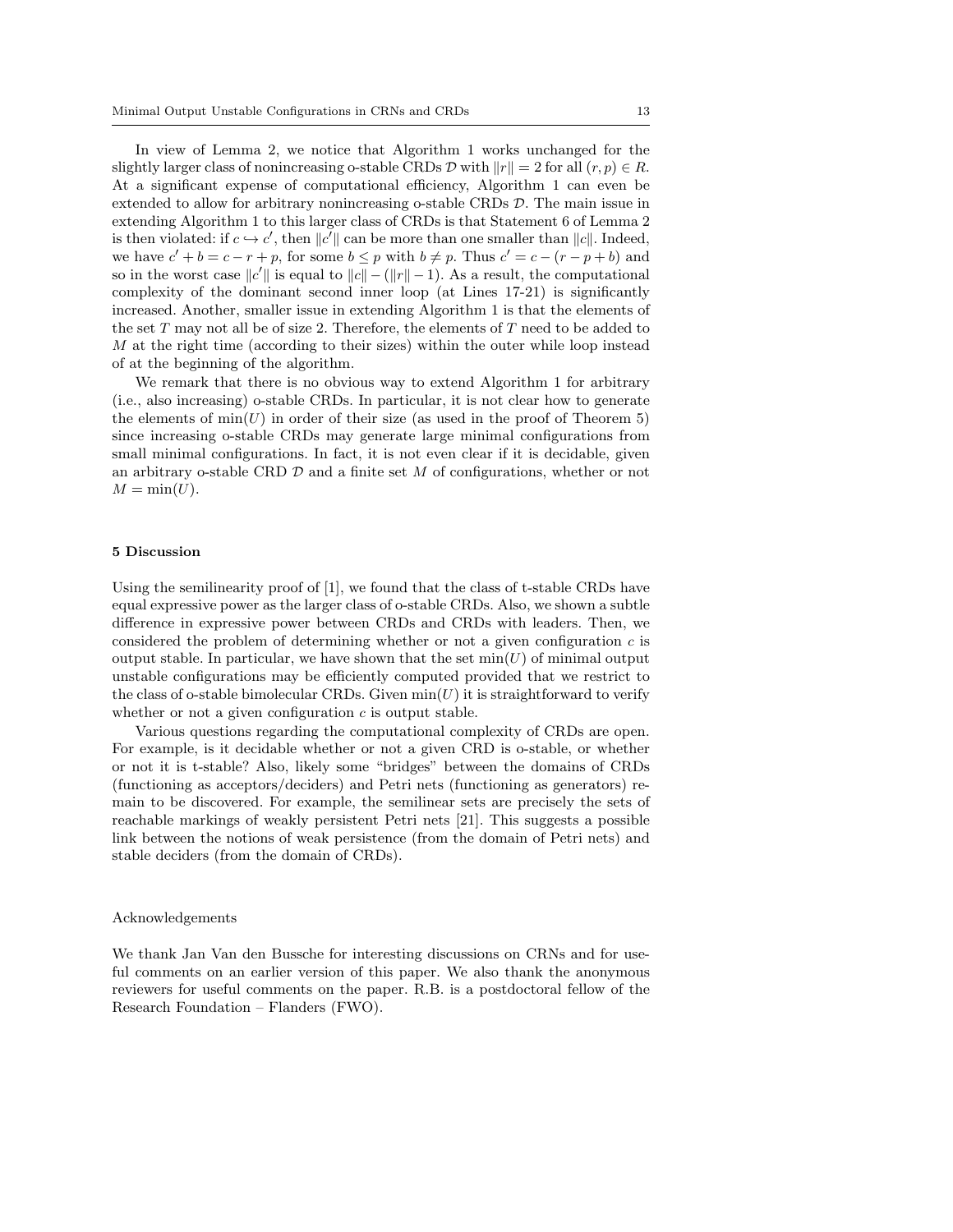In view of Lemma 2, we notice that Algorithm 1 works unchanged for the slightly larger class of nonincreasing o-stable CRDs $\mathcal{D}$ with $\|r\| = 2$ for all $(r, p) \in R$. At a significant expense of computational efficiency, Algorithm 1 can even be extended to allow for arbitrary nonincreasing o-stable CRDs $\mathcal{D}$. The main issue in extending Algorithm 1 to this larger class of CRDs is that Statement 6 of Lemma 2 is then violated: if $c \hookrightarrow c'$, then $\|c'\|$ can be more than one smaller than $\|c\|$. Indeed, we have $c' + b = c - r + p$, for some $b \leq p$ with $b \neq p$. Thus $c' = c - (r - p + b)$ and so in the worst case $\|c'\|$ is equal to $\|c\| - (\|r\| - 1)$. As a result, the computational complexity of the dominant second inner loop (at Lines 17-21) is significantly increased. Another, smaller issue in extending Algorithm 1 is that the elements of the set $T$ may not all be of size 2. Therefore, the elements of $T$ need to be added to $M$ at the right time (according to their sizes) within the outer while loop instead of at the beginning of the algorithm.

We remark that there is no obvious way to extend Algorithm 1 for arbitrary (i.e., also increasing) o-stable CRDs. In particular, it is not clear how to generate the elements of $\min(U)$ in order of their size (as used in the proof of Theorem 5) since increasing o-stable CRDs may generate large minimal configurations from small minimal configurations. In fact, it is not even clear if it is decidable, given an arbitrary o-stable CRD $\mathcal{D}$ and a finite set $M$ of configurations, whether or not $M = \min(U)$.

## 5 Discussion

Using the semilinearity proof of [1], we found that the class of t-stable CRDs have equal expressive power as the larger class of o-stable CRDs. Also, we shown a subtle difference in expressive power between CRDs and CRDs with leaders. Then, we considered the problem of determining whether or not a given configuration $c$ is output stable. In particular, we have shown that the set $\min(U)$ of minimal output unstable configurations may be efficiently computed provided that we restrict to the class of o-stable bimolecular CRDs. Given $\min(U)$ it is straightforward to verify whether or not a given configuration $c$ is output stable.

Various questions regarding the computational complexity of CRDs are open. For example, is it decidable whether or not a given CRD is o-stable, or whether or not it is t-stable? Also, likely some "bridges" between the domains of CRDs (functioning as acceptors/deciders) and Petri nets (functioning as generators) remain to be discovered. For example, the semilinear sets are precisely the sets of reachable markings of weakly persistent Petri nets [21]. This suggests a possible link between the notions of weak persistence (from the domain of Petri nets) and stable deciders (from the domain of CRDs).

### Acknowledgements

We thank Jan Van den Bussche for interesting discussions on CRNs and for useful comments on an earlier version of this paper. We also thank the anonymous reviewers for useful comments on the paper. R.B. is a postdoctoral fellow of the Research Foundation – Flanders (FWO).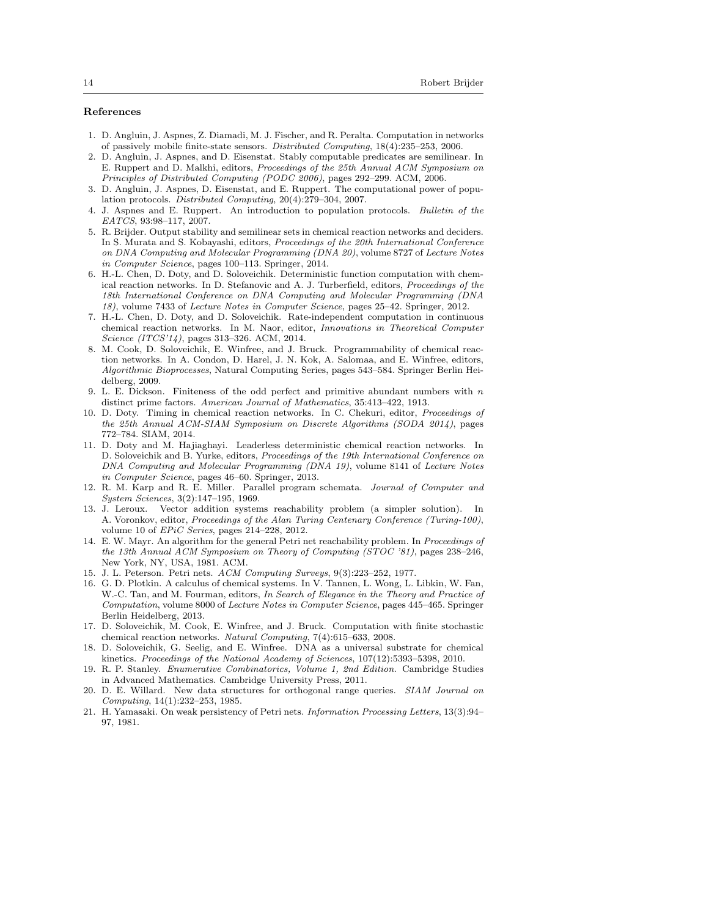### References

1. D. Angluin, J. Aspnes, Z. Diamadi, M. J. Fischer, and R. Peralta. Computation in networks of passively mobile finite-state sensors. *Distributed Computing*, 18(4):235–253, 2006.
2. D. Angluin, J. Aspnes, and D. Eisenstat. Stably computable predicates are semilinear. In E. Ruppert and D. Malkhi, editors, *Proceedings of the 25th Annual ACM Symposium on Principles of Distributed Computing (PODC 2006)*, pages 292–299. ACM, 2006.
3. D. Angluin, J. Aspnes, D. Eisenstat, and E. Ruppert. The computational power of population protocols. *Distributed Computing*, 20(4):279–304, 2007.
4. J. Aspnes and E. Ruppert. An introduction to population protocols. *Bulletin of the EATCS*, 93:98–117, 2007.
5. R. Brijder. Output stability and semilinear sets in chemical reaction networks and deciders. In S. Murata and S. Kobayashi, editors, *Proceedings of the 20th International Conference on DNA Computing and Molecular Programming (DNA 20)*, volume 8727 of *Lecture Notes in Computer Science*, pages 100–113. Springer, 2014.
6. H.-L. Chen, D. Doty, and D. Soloveichik. Deterministic function computation with chemical reaction networks. In D. Stefanovic and A. J. Turberfield, editors, *Proceedings of the 18th International Conference on DNA Computing and Molecular Programming (DNA 18)*, volume 7433 of *Lecture Notes in Computer Science*, pages 25–42. Springer, 2012.
7. H.-L. Chen, D. Doty, and D. Soloveichik. Rate-independent computation in continuous chemical reaction networks. In M. Naor, editor, *Innovations in Theoretical Computer Science (ITCS'14)*, pages 313–326. ACM, 2014.
8. M. Cook, D. Soloveichik, E. Winfree, and J. Bruck. Programmability of chemical reaction networks. In A. Condon, D. Harel, J. N. Kok, A. Salomaa, and E. Winfree, editors, *Algorithmic Bioprocesses*, Natural Computing Series, pages 543–584. Springer Berlin Heidelberg, 2009.
9. L. E. Dickson. Finiteness of the odd perfect and primitive abundant numbers with $n$ distinct prime factors. *American Journal of Mathematics*, 35:413–422, 1913.
10. D. Doty. Timing in chemical reaction networks. In C. Chekuri, editor, *Proceedings of the 25th Annual ACM-SIAM Symposium on Discrete Algorithms (SODA 2014)*, pages 772–784. SIAM, 2014.
11. D. Doty and M. Hajiaghayi. Leaderless deterministic chemical reaction networks. In D. Soloveichik and B. Yurke, editors, *Proceedings of the 19th International Conference on DNA Computing and Molecular Programming (DNA 19)*, volume 8141 of *Lecture Notes in Computer Science*, pages 46–60. Springer, 2013.
12. R. M. Karp and R. E. Miller. Parallel program schemata. *Journal of Computer and System Sciences*, 3(2):147–195, 1969.
13. J. Leroux. Vector addition systems reachability problem (a simpler solution). In A. Voronkov, editor, *Proceedings of the Alan Turing Centenary Conference (Turing-100)*, volume 10 of *EPiC Series*, pages 214–228, 2012.
14. E. W. Mayr. An algorithm for the general Petri net reachability problem. In *Proceedings of the 13th Annual ACM Symposium on Theory of Computing (STOC '81)*, pages 238–246, New York, NY, USA, 1981. ACM.
15. J. L. Peterson. Petri nets. *ACM Computing Surveys*, 9(3):223–252, 1977.
16. G. D. Plotkin. A calculus of chemical systems. In V. Tannen, L. Wong, L. Libkin, W. Fan, W.-C. Tan, and M. Fourman, editors, *In Search of Elegance in the Theory and Practice of Computation*, volume 8000 of *Lecture Notes in Computer Science*, pages 445–465. Springer Berlin Heidelberg, 2013.
17. D. Soloveichik, M. Cook, E. Winfree, and J. Bruck. Computation with finite stochastic chemical reaction networks. *Natural Computing*, 7(4):615–633, 2008.
18. D. Soloveichik, G. Seelig, and E. Winfree. DNA as a universal substrate for chemical kinetics. *Proceedings of the National Academy of Sciences*, 107(12):5393–5398, 2010.
19. R. P. Stanley. *Enumerative Combinatorics, Volume 1, 2nd Edition*. Cambridge Studies in Advanced Mathematics. Cambridge University Press, 2011.
20. D. E. Willard. New data structures for orthogonal range queries. *SIAM Journal on Computing*, 14(1):232–253, 1985.
21. H. Yamasaki. On weak persistency of Petri nets. *Information Processing Letters*, 13(3):94–97, 1981.